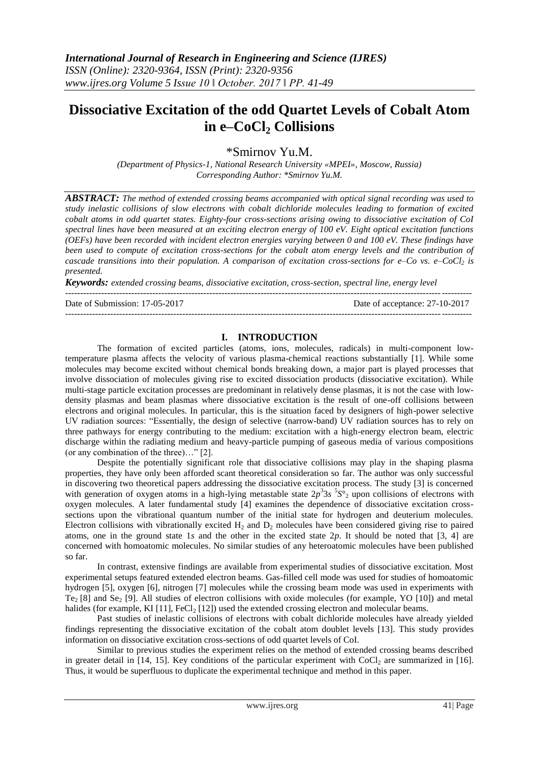# Dissociative Excitation of the odd Quartet Levels of Cobalt Atom in e–$CoCl_2$ Collisions

\*Smirnov Yu.M.

*(Department of Physics-1, National Research University «MPEI», Moscow, Russia)*
*Corresponding Author: \*Smirnov Yu.M.*

***ABSTRACT:*** *The method of extended crossing beams accompanied with optical signal recording was used to study inelastic collisions of slow electrons with cobalt dichloride molecules leading to formation of excited cobalt atoms in odd quartet states. Eighty-four cross-sections arising owing to dissociative excitation of CoI spectral lines have been measured at an exciting electron energy of 100 eV. Eight optical excitation functions (OEFs) have been recorded with incident electron energies varying between 0 and 100 eV. These findings have been used to compute of excitation cross-sections for the cobalt atom energy levels and the contribution of cascade transitions into their population. A comparison of excitation cross-sections for e–Co vs. e–$CoCl_2$ is presented.*

***Keywords:*** *extended crossing beams, dissociative excitation, cross-section, spectral line, energy level*

Date of Submission: 17-05-2017 Date of acceptance: 27-10-2017

## I. INTRODUCTION

The formation of excited particles (atoms, ions, molecules, radicals) in multi-component low-temperature plasma affects the velocity of various plasma-chemical reactions substantially [1]. While some molecules may become excited without chemical bonds breaking down, a major part is played processes that involve dissociation of molecules giving rise to excited dissociation products (dissociative excitation). While multi-stage particle excitation processes are predominant in relatively dense plasmas, it is not the case with low-density plasmas and beam plasmas where dissociative excitation is the result of one-off collisions between electrons and original molecules. In particular, this is the situation faced by designers of high-power selective UV radiation sources: "Essentially, the design of selective (narrow-band) UV radiation sources has to rely on three pathways for energy contributing to the medium: excitation with a high-energy electron beam, electric discharge within the radiating medium and heavy-particle pumping of gaseous media of various compositions (or any combination of the three)…" [2].

Despite the potentially significant role that dissociative collisions may play in the shaping plasma properties, they have only been afforded scant theoretical consideration so far. The author was only successful in discovering two theoretical papers addressing the dissociative excitation process. The study [3] is concerned with generation of oxygen atoms in a high-lying metastable state $2p^3 3s\ ^5S^\circ_2$ upon collisions of electrons with oxygen molecules. A later fundamental study [4] examines the dependence of dissociative excitation cross-sections upon the vibrational quantum number of the initial state for hydrogen and deuterium molecules. Electron collisions with vibrationally excited $H_2$ and $D_2$ molecules have been considered giving rise to paired atoms, one in the ground state 1*s* and the other in the excited state 2*p*. It should be noted that [3, 4] are concerned with homoatomic molecules. No similar studies of any heteroatomic molecules have been published so far.

In contrast, extensive findings are available from experimental studies of dissociative excitation. Most experimental setups featured extended electron beams. Gas-filled cell mode was used for studies of homoatomic hydrogen [5], oxygen [6], nitrogen [7] molecules while the crossing beam mode was used in experiments with $Te_2$ [8] and $Se_2$ [9]. All studies of electron collisions with oxide molecules (for example, YO [10]) and metal halides (for example, KI [11], $FeCl_2$ [12]) used the extended crossing electron and molecular beams.

Past studies of inelastic collisions of electrons with cobalt dichloride molecules have already yielded findings representing the dissociative excitation of the cobalt atom doublet levels [13]. This study provides information on dissociative excitation cross-sections of odd quartet levels of CoI.

Similar to previous studies the experiment relies on the method of extended crossing beams described in greater detail in [14, 15]. Key conditions of the particular experiment with $CoCl_2$ are summarized in [16]. Thus, it would be superfluous to duplicate the experimental technique and method in this paper.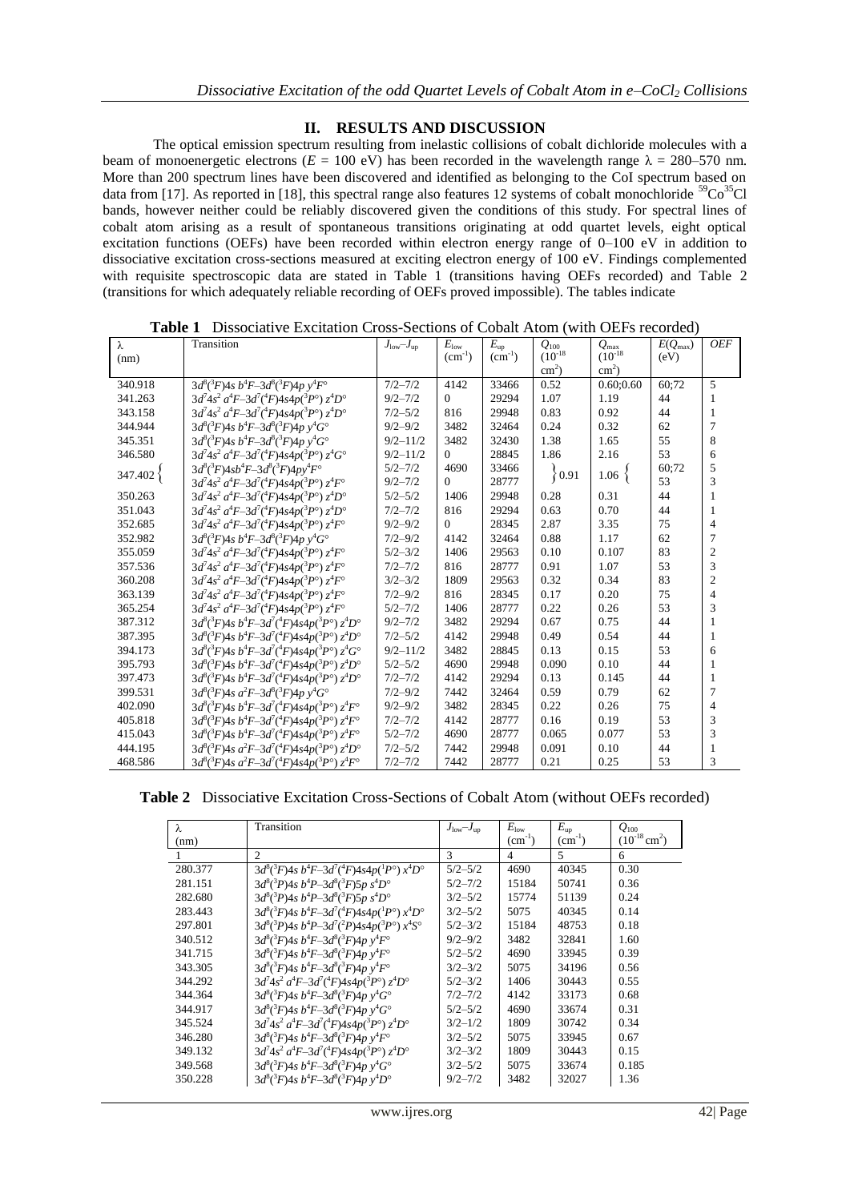## II. RESULTS AND DISCUSSION

The optical emission spectrum resulting from inelastic collisions of cobalt dichloride molecules with a beam of monoenergetic electrons ($E$ = 100 eV) has been recorded in the wavelength range $\lambda$ = 280–570 nm. More than 200 spectrum lines have been discovered and identified as belonging to the CoI spectrum based on data from [17]. As reported in [18], this spectral range also features 12 systems of cobalt monochloride $^{59}Co^{35}Cl$ bands, however neither could be reliably discovered given the conditions of this study. For spectral lines of cobalt atom arising as a result of spontaneous transitions originating at odd quartet levels, eight optical excitation functions (OEFs) have been recorded within electron energy range of 0–100 eV in addition to dissociative excitation cross-sections measured at exciting electron energy of 100 eV. Findings complemented with requisite spectroscopic data are stated in Table 1 (transitions having OEFs recorded) and Table 2 (transitions for which adequately reliable recording of OEFs proved impossible). The tables indicate

**Table 1** Dissociative Excitation Cross-Sections of Cobalt Atom (with OEFs recorded)

| λ (nm) | Transition | $J_{low}$–$J_{up}$ | $E_{low}$ (cm$^{-1}$) | $E_{up}$ (cm$^{-1}$) | $Q_{100}$ ($10^{-18}$ cm$^2$) | $Q_{max}$ ($10^{-18}$ cm$^2$) | $E(Q_{max})$ (eV) | OEF |
|---|---|---|---|---|---|---|---|---|
| 340.918 | $3d^8(^3F)4s\ b^4F$–$3d^8(^3F)4p\ y^4F°$ | 7/2–7/2 | 4142 | 33466 | 0.52 | 0.60;0.60 | 60;72 | 5 |
| 341.263 | $3d^74s^2\ a^4F$–$3d^7(^4F)4s4p(^3P°)\ z^4D°$ | 9/2–7/2 | 0 | 29294 | 1.07 | 1.19 | 44 | 1 |
| 343.158 | $3d^74s^2\ a^4F$–$3d^7(^4F)4s4p(^3P°)\ z^4D°$ | 7/2–5/2 | 816 | 29948 | 0.83 | 0.92 | 44 | 1 |
| 344.944 | $3d^8(^3F)4s\ b^4F$–$3d^8(^3F)4p\ y^4G°$ | 9/2–9/2 | 3482 | 32464 | 0.24 | 0.32 | 62 | 7 |
| 345.351 | $3d^8(^3F)4s\ b^4F$–$3d^8(^3F)4p\ y^4G°$ | 9/2–11/2 | 3482 | 32430 | 1.38 | 1.65 | 55 | 8 |
| 346.580 | $3d^74s^2\ a^4F$–$3d^7(^4F)4s4p(^3P°)\ z^4G°$ | 9/2–11/2 | 0 | 28845 | 1.86 | 2.16 | 53 | 6 |
| 347.402 { | $3d^8(^3F)4s\ b^4F$–$3d^8(^3F)4p\ y^4F°$ | 5/2–7/2 | 4690 | 33466 | } 0.91 | 1.06 { | 60;72 | 5 |
| | $3d^74s^2\ a^4F$–$3d^7(^4F)4s4p(^3P°)\ z^4F°$ | 9/2–7/2 | 0 | 28777 | | | 53 | 3 |
| 350.263 | $3d^74s^2\ a^4F$–$3d^7(^4F)4s4p(^3P°)\ z^4D°$ | 5/2–5/2 | 1406 | 29948 | 0.28 | 0.31 | 44 | 1 |
| 351.043 | $3d^74s^2\ a^4F$–$3d^7(^4F)4s4p(^3P°)\ z^4D°$ | 7/2–7/2 | 816 | 29294 | 0.63 | 0.70 | 44 | 1 |
| 352.685 | $3d^74s^2\ a^4F$–$3d^7(^4F)4s4p(^3P°)\ z^4F°$ | 9/2–9/2 | 0 | 28345 | 2.87 | 3.35 | 75 | 4 |
| 352.982 | $3d^8(^3F)4s\ b^4F$–$3d^8(^3F)4p\ y^4G°$ | 7/2–9/2 | 4142 | 32464 | 0.88 | 1.17 | 62 | 7 |
| 355.059 | $3d^74s^2\ a^4F$–$3d^7(^4F)4s4p(^3P°)\ z^4F°$ | 5/2–3/2 | 1406 | 29563 | 0.10 | 0.107 | 83 | 2 |
| 357.536 | $3d^74s^2\ a^4F$–$3d^7(^4F)4s4p(^3P°)\ z^4F°$ | 7/2–7/2 | 816 | 28777 | 0.91 | 1.07 | 53 | 3 |
| 360.208 | $3d^74s^2\ a^4F$–$3d^7(^4F)4s4p(^3P°)\ z^4F°$ | 3/2–3/2 | 1809 | 29563 | 0.32 | 0.34 | 83 | 2 |
| 363.139 | $3d^74s^2\ a^4F$–$3d^7(^4F)4s4p(^3P°)\ z^4F°$ | 7/2–9/2 | 816 | 28345 | 0.17 | 0.20 | 75 | 4 |
| 365.254 | $3d^74s^2\ a^4F$–$3d^7(^4F)4s4p(^3P°)\ z^4F°$ | 5/2–7/2 | 1406 | 28777 | 0.22 | 0.26 | 53 | 3 |
| 387.312 | $3d^8(^3F)4s\ b^4F$–$3d^7(^4F)4s4p(^3P°)\ z^4D°$ | 9/2–7/2 | 3482 | 29294 | 0.67 | 0.75 | 44 | 1 |
| 387.395 | $3d^8(^3F)4s\ b^4F$–$3d^7(^4F)4s4p(^3P°)\ z^4D°$ | 7/2–5/2 | 4142 | 29948 | 0.49 | 0.54 | 44 | 1 |
| 394.173 | $3d^8(^3F)4s\ b^4F$–$3d^7(^4F)4s4p(^3P°)\ z^4G°$ | 9/2–11/2 | 3482 | 28845 | 0.13 | 0.15 | 53 | 6 |
| 395.793 | $3d^8(^3F)4s\ b^4F$–$3d^7(^4F)4s4p(^3P°)\ z^4D°$ | 5/2–5/2 | 4690 | 29948 | 0.090 | 0.10 | 44 | 1 |
| 397.473 | $3d^8(^3F)4s\ b^4F$–$3d^7(^4F)4s4p(^3P°)\ z^4D°$ | 7/2–7/2 | 4142 | 29294 | 0.13 | 0.145 | 44 | 1 |
| 399.531 | $3d^8(^3F)4s\ a^2F$–$3d^8(^3F)4p\ y^4G°$ | 7/2–9/2 | 7442 | 32464 | 0.59 | 0.79 | 62 | 7 |
| 402.090 | $3d^8(^3F)4s\ b^4F$–$3d^7(^4F)4s4p(^3P°)\ z^4F°$ | 9/2–9/2 | 3482 | 28345 | 0.22 | 0.26 | 75 | 4 |
| 405.818 | $3d^8(^3F)4s\ b^4F$–$3d^7(^4F)4s4p(^3P°)\ z^4F°$ | 7/2–7/2 | 4142 | 28777 | 0.16 | 0.19 | 53 | 3 |
| 415.043 | $3d^8(^3F)4s\ b^4F$–$3d^7(^4F)4s4p(^3P°)\ z^4F°$ | 5/2–7/2 | 4690 | 28777 | 0.065 | 0.077 | 53 | 3 |
| 444.195 | $3d^8(^3F)4s\ a^2F$–$3d^7(^4F)4s4p(^3P°)\ z^4D°$ | 7/2–5/2 | 7442 | 29948 | 0.091 | 0.10 | 44 | 1 |
| 468.586 | $3d^8(^3F)4s\ a^2F$–$3d^7(^4F)4s4p(^3P°)\ z^4F°$ | 7/2–7/2 | 7442 | 28777 | 0.21 | 0.25 | 53 | 3 |

**Table 2** Dissociative Excitation Cross-Sections of Cobalt Atom (without OEFs recorded)

| λ (nm) | Transition | $J_{low}$–$J_{up}$ | $E_{low}$ (cm$^{-1}$) | $E_{up}$ (cm$^{-1}$) | $Q_{100}$ ($10^{-18}$ cm$^2$) |
|---|---|---|---|---|---|
| 1 | 2 | 3 | 4 | 5 | 6 |
| 280.377 | $3d^8(^3F)4s\ b^4F$–$3d^7(^4F)4s4p(^1P°)\ x^4D°$ | 5/2–5/2 | 4690 | 40345 | 0.30 |
| 281.151 | $3d^8(^3P)4s\ b^4P$–$3d^8(^3F)5p\ s^4D°$ | 5/2–7/2 | 15184 | 50741 | 0.36 |
| 282.680 | $3d^8(^3P)4s\ b^4P$–$3d^8(^3F)5p\ s^4D°$ | 3/2–5/2 | 15774 | 51139 | 0.24 |
| 283.443 | $3d^8(^3F)4s\ b^4F$–$3d^7(^4F)4s4p(^1P°)\ x^4D°$ | 3/2–5/2 | 5075 | 40345 | 0.14 |
| 297.801 | $3d^8(^3P)4s\ b^4P$–$3d^7(^2P)4s4p(^3P°)\ x^4S°$ | 5/2–3/2 | 15184 | 48753 | 0.18 |
| 340.512 | $3d^8(^3F)4s\ b^4F$–$3d^8(^3F)4p\ y^4F°$ | 9/2–9/2 | 3482 | 32841 | 1.60 |
| 341.715 | $3d^8(^3F)4s\ b^4F$–$3d^8(^3F)4p\ y^4F°$ | 5/2–5/2 | 4690 | 33945 | 0.39 |
| 343.305 | $3d^8(^3F)4s\ b^4F$–$3d^8(^3F)4p\ y^4F°$ | 3/2–3/2 | 5075 | 34196 | 0.56 |
| 344.292 | $3d^74s^2\ a^4F$–$3d^7(^4F)4s4p(^3P°)\ z^4D°$ | 5/2–3/2 | 1406 | 30443 | 0.55 |
| 344.364 | $3d^8(^3F)4s\ b^4F$–$3d^8(^3F)4p\ y^4G°$ | 7/2–7/2 | 4142 | 33173 | 0.68 |
| 344.917 | $3d^8(^3F)4s\ b^4F$–$3d^8(^3F)4p\ y^4G°$ | 5/2–5/2 | 4690 | 33674 | 0.31 |
| 345.524 | $3d^74s^2\ a^4F$–$3d^7(^4F)4s4p(^3P°)\ z^4D°$ | 3/2–1/2 | 1809 | 30742 | 0.34 |
| 346.280 | $3d^8(^3F)4s\ b^4F$–$3d^8(^3F)4p\ y^4F°$ | 3/2–5/2 | 5075 | 33945 | 0.67 |
| 349.132 | $3d^74s^2\ a^4F$–$3d^7(^4F)4s4p(^3P°)\ z^4D°$ | 3/2–3/2 | 1809 | 30443 | 0.15 |
| 349.568 | $3d^8(^3F)4s\ b^4F$–$3d^8(^3F)4p\ y^4G°$ | 3/2–5/2 | 5075 | 33674 | 0.185 |
| 350.228 | $3d^8(^3F)4s\ b^4F$–$3d^8(^3F)4p\ y^4D°$ | 9/2–7/2 | 3482 | 32027 | 1.36 |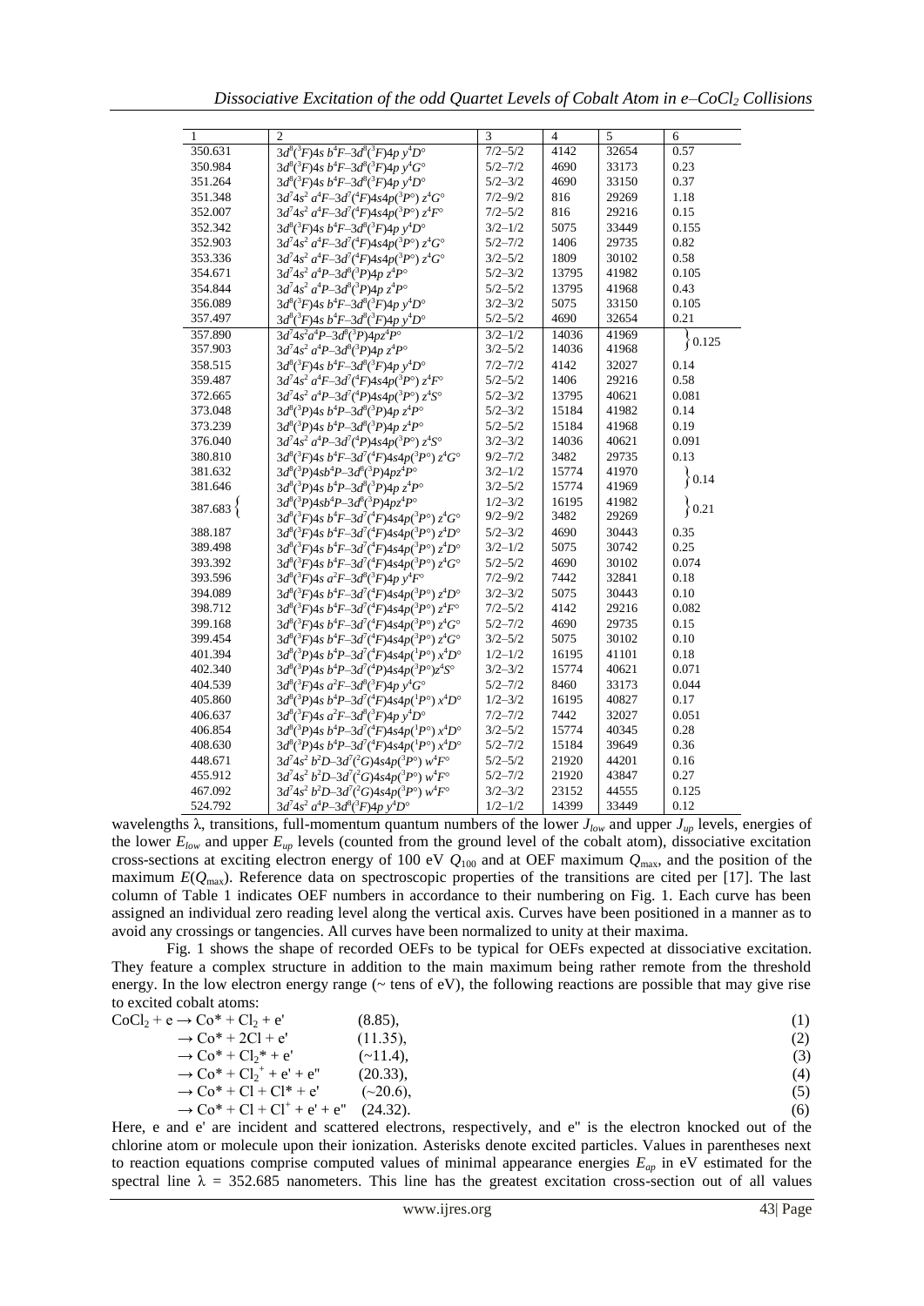| 1 | 2 | 3 | 4 | 5 | 6 |
|---|---|---|---|---|---|
| 350.631 | $3d^8(^3F)4s\ b^4F–3d^8(^3F)4p\ y^4D°$ | 7/2–5/2 | 4142 | 32654 | 0.57 |
| 350.984 | $3d^8(^3F)4s\ b^4F–3d^8(^3F)4p\ y^4G°$ | 5/2–7/2 | 4690 | 33173 | 0.23 |
| 351.264 | $3d^8(^3F)4s\ b^4F–3d^8(^3F)4p\ y^4D°$ | 5/2–3/2 | 4690 | 33150 | 0.37 |
| 351.348 | $3d^74s^2\ a^4F–3d^7(^4F)4s4p(^3P°)\ z^4G°$ | 7/2–9/2 | 816 | 29269 | 1.18 |
| 352.007 | $3d^74s^2\ a^4F–3d^7(^4F)4s4p(^3P°)\ z^4F°$ | 7/2–5/2 | 816 | 29216 | 0.15 |
| 352.342 | $3d^8(^3F)4s\ b^4F–3d^8(^3F)4p\ y^4D°$ | 3/2–1/2 | 5075 | 33449 | 0.155 |
| 352.903 | $3d^74s^2\ a^4F–3d^7(^4F)4s4p(^3P°)\ z^4G°$ | 5/2–7/2 | 1406 | 29735 | 0.82 |
| 353.336 | $3d^74s^2\ a^4F–3d^7(^4F)4s4p(^3P°)\ z^4G°$ | 3/2–5/2 | 1809 | 30102 | 0.58 |
| 354.671 | $3d^74s^2\ a^4P–3d^8(^3P)4p\ z^4P°$ | 5/2–3/2 | 13795 | 41982 | 0.105 |
| 354.844 | $3d^74s^2\ a^4P–3d^8(^3P)4p\ z^4P°$ | 5/2–5/2 | 13795 | 41968 | 0.43 |
| 356.089 | $3d^8(^3F)4s\ b^4F–3d^8(^3F)4p\ y^4D°$ | 3/2–3/2 | 5075 | 33150 | 0.105 |
| 357.497 | $3d^8(^3F)4s\ b^4F–3d^8(^3F)4p\ y^4D°$ | 5/2–5/2 | 4690 | 32654 | 0.21 |
| 357.890 | $3d^74s^2a^4P–3d^8(^3P)4pz^4P°$ | 3/2–1/2 | 14036 | 41969 | } 0.125 |
| 357.903 | $3d^74s^2\ a^4P–3d^8(^3P)4p\ z^4P°$ | 3/2–5/2 | 14036 | 41968 | |
| 358.515 | $3d^8(^3F)4s\ b^4F–3d^8(^3F)4p\ y^4D°$ | 7/2–7/2 | 4142 | 32027 | 0.14 |
| 359.487 | $3d^74s^2\ a^4F–3d^7(^4F)4s4p(^3P°)\ z^4F°$ | 5/2–5/2 | 1406 | 29216 | 0.58 |
| 372.665 | $3d^74s^2\ a^4P–3d^7(^4P)4s4p(^3P°)\ z^4S°$ | 5/2–3/2 | 13795 | 40621 | 0.081 |
| 373.048 | $3d^8(^3P)4s\ b^4P–3d^8(^3P)4p\ z^4P°$ | 5/2–3/2 | 15184 | 41982 | 0.14 |
| 373.239 | $3d^8(^3P)4s\ b^4P–3d^8(^3P)4p\ z^4P°$ | 5/2–5/2 | 15184 | 41968 | 0.19 |
| 376.040 | $3d^74s^2\ a^4P–3d^7(^4P)4s4p(^3P°)\ z^4S°$ | 3/2–3/2 | 14036 | 40621 | 0.091 |
| 380.810 | $3d^8(^3F)4s\ b^4F–3d^7(^4F)4s4p(^3P°)\ z^4G°$ | 9/2–7/2 | 3482 | 29735 | 0.13 |
| 381.632 | $3d^8(^3P)4sb^4P–3d^8(^3P)4pz^4P°$ | 3/2–1/2 | 15774 | 41970 | } 0.14 |
| 381.646 | $3d^8(^3P)4s\ b^4P–3d^8(^3P)4p\ z^4P°$ | 3/2–5/2 | 15774 | 41969 | |
| 387.683 { | $3d^8(^3P)4sb^4P–3d^8(^3P)4pz^4P°$ | 1/2–3/2 | 16195 | 41982 | } 0.21 |
| | $3d^8(^3F)4s\ b^4F–3d^7(^4F)4s4p(^3P°)\ z^4G°$ | 9/2–9/2 | 3482 | 29269 | |
| 388.187 | $3d^8(^3F)4s\ b^4F–3d^7(^4F)4s4p(^3P°)\ z^4D°$ | 5/2–3/2 | 4690 | 30443 | 0.35 |
| 389.498 | $3d^8(^3F)4s\ b^4F–3d^7(^4F)4s4p(^3P°)\ z^4D°$ | 3/2–1/2 | 5075 | 30742 | 0.25 |
| 393.392 | $3d^8(^3F)4s\ b^4F–3d^7(^4F)4s4p(^3P°)\ z^4G°$ | 5/2–5/2 | 4690 | 30102 | 0.074 |
| 393.596 | $3d^8(^3F)4s\ a^2F–3d^8(^3F)4p\ y^4F°$ | 7/2–9/2 | 7442 | 32841 | 0.18 |
| 394.089 | $3d^8(^3F)4s\ b^4F–3d^7(^4F)4s4p(^3P°)\ z^4D°$ | 3/2–3/2 | 5075 | 30443 | 0.10 |
| 398.712 | $3d^8(^3F)4s\ b^4F–3d^7(^4F)4s4p(^3P°)\ z^4F°$ | 7/2–5/2 | 4142 | 29216 | 0.082 |
| 399.168 | $3d^8(^3F)4s\ b^4F–3d^7(^4F)4s4p(^3P°)\ z^4G°$ | 5/2–7/2 | 4690 | 29735 | 0.15 |
| 399.454 | $3d^8(^3F)4s\ b^4F–3d^7(^4F)4s4p(^3P°)\ z^4G°$ | 3/2–5/2 | 5075 | 30102 | 0.10 |
| 401.394 | $3d^8(^3P)4s\ b^4P–3d^7(^4F)4s4p(^1P°)\ x^4D°$ | 1/2–1/2 | 16195 | 41101 | 0.18 |
| 402.340 | $3d^8(^3P)4s\ b^4P–3d^7(^4P)4s4p(^3P°)z^4S°$ | 3/2–3/2 | 15774 | 40621 | 0.071 |
| 404.539 | $3d^8(^3F)4s\ a^2F–3d^8(^3F)4p\ y^4G°$ | 5/2–7/2 | 8460 | 33173 | 0.044 |
| 405.860 | $3d^8(^3P)4s\ b^4P–3d^7(^4F)4s4p(^1P°)\ x^4D°$ | 1/2–3/2 | 16195 | 40827 | 0.17 |
| 406.637 | $3d^8(^3F)4s\ a^2F–3d^8(^3F)4p\ y^4D°$ | 7/2–7/2 | 7442 | 32027 | 0.051 |
| 406.854 | $3d^8(^3P)4s\ b^4P–3d^7(^4F)4s4p(^1P°)\ x^4D°$ | 3/2–5/2 | 15774 | 40345 | 0.28 |
| 408.630 | $3d^8(^3P)4s\ b^4P–3d^7(^4F)4s4p(^1P°)\ x^4D°$ | 5/2–7/2 | 15184 | 39649 | 0.36 |
| 448.671 | $3d^74s^2\ b^2D–3d^7(^2G)4s4p(^3P°)\ w^4F°$ | 5/2–5/2 | 21920 | 44201 | 0.16 |
| 455.912 | $3d^74s^2\ b^2D–3d^7(^2G)4s4p(^3P°)\ w^4F°$ | 5/2–7/2 | 21920 | 43847 | 0.27 |
| 467.092 | $3d^74s^2\ b^2D–3d^7(^2G)4s4p(^3P°)\ w^4F°$ | 3/2–3/2 | 23152 | 44555 | 0.125 |
| 524.792 | $3d^74s^2\ a^4P–3d^8(^3F)4p\ y^4D°$ | 1/2–1/2 | 14399 | 33449 | 0.12 |

wavelengths λ, transitions, full-momentum quantum numbers of the lower $J_{low}$ and upper $J_{up}$ levels, energies of the lower $E_{low}$ and upper $E_{up}$ levels (counted from the ground level of the cobalt atom), dissociative excitation cross-sections at exciting electron energy of 100 eV $Q_{100}$ and at OEF maximum $Q_{max}$, and the position of the maximum $E(Q_{max})$. Reference data on spectroscopic properties of the transitions are cited per [17]. The last column of Table 1 indicates OEF numbers in accordance to their numbering on Fig. 1. Each curve has been assigned an individual zero reading level along the vertical axis. Curves have been positioned in a manner as to avoid any crossings or tangencies. All curves have been normalized to unity at their maxima.

Fig. 1 shows the shape of recorded OEFs to be typical for OEFs expected at dissociative excitation. They feature a complex structure in addition to the main maximum being rather remote from the threshold energy. In the low electron energy range (~ tens of eV), the following reactions are possible that may give rise to excited cobalt atoms:

$$CoCl_2 + e \rightarrow Co^* + Cl_2 + e' \quad (8.85), \tag{1}$$

$$\rightarrow Co^* + 2Cl + e' \quad (11.35), \tag{2}$$

$$\rightarrow Co^* + Cl_2^* + e' \quad (\sim 11.4), \tag{3}$$

$$\rightarrow Co^* + Cl_2^+ + e' + e'' \quad (20.33), \tag{4}$$

$$\rightarrow Co^* + Cl + Cl^* + e' \quad (\sim 20.6), \tag{5}$$

$$\rightarrow Co^* + Cl + Cl^+ + e' + e'' \quad (24.32). \tag{6}$$

Here, e and e' are incident and scattered electrons, respectively, and e'' is the electron knocked out of the chlorine atom or molecule upon their ionization. Asterisks denote excited particles. Values in parentheses next to reaction equations comprise computed values of minimal appearance energies $E_{ap}$ in eV estimated for the spectral line λ = 352.685 nanometers. This line has the greatest excitation cross-section out of all values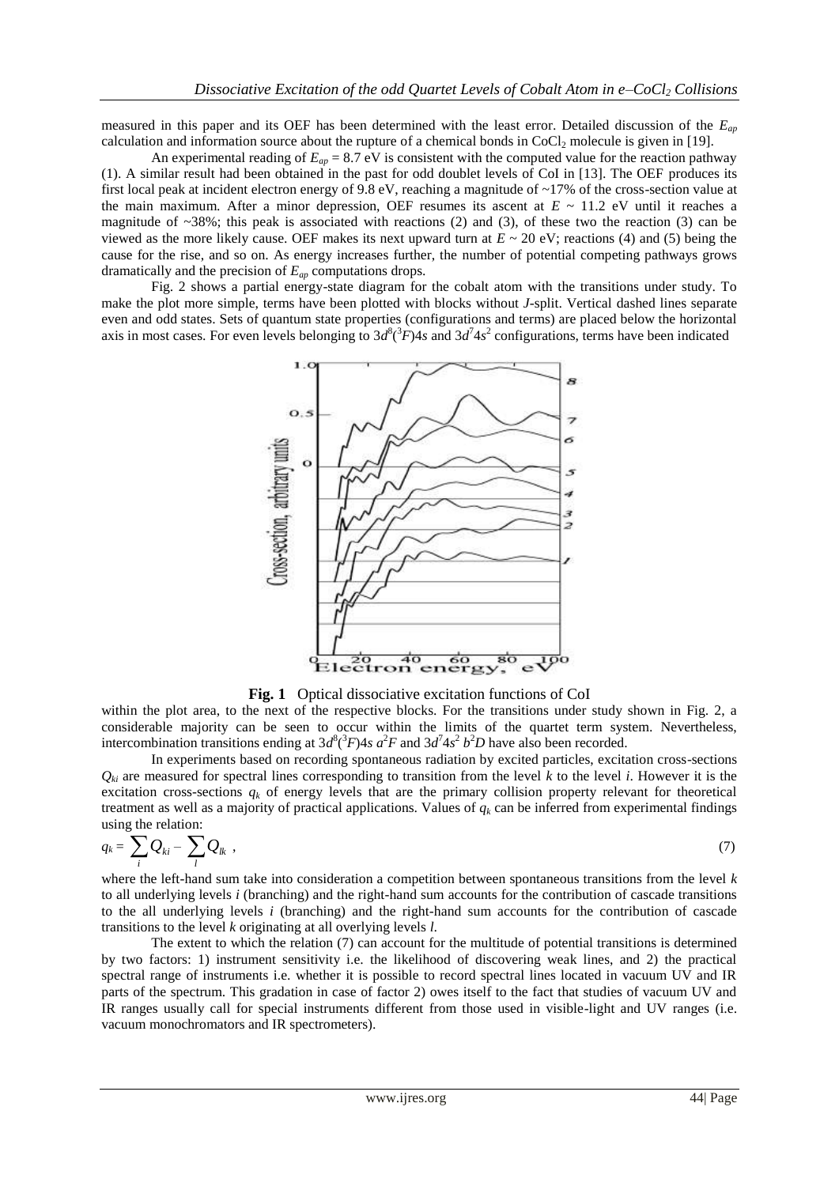measured in this paper and its OEF has been determined with the least error. Detailed discussion of the $E_{ap}$ calculation and information source about the rupture of a chemical bonds in $CoCl_2$ molecule is given in [19].

An experimental reading of $E_{ap} = 8.7$ eV is consistent with the computed value for the reaction pathway (1). A similar result had been obtained in the past for odd doublet levels of CoI in [13]. The OEF produces its first local peak at incident electron energy of 9.8 eV, reaching a magnitude of ~17% of the cross-section value at the main maximum. After a minor depression, OEF resumes its ascent at $E$ ~ 11.2 eV until it reaches a magnitude of ~38%; this peak is associated with reactions (2) and (3), of these two the reaction (3) can be viewed as the more likely cause. OEF makes its next upward turn at $E$ ~ 20 eV; reactions (4) and (5) being the cause for the rise, and so on. As energy increases further, the number of potential competing pathways grows dramatically and the precision of $E_{ap}$ computations drops.

Fig. 2 shows a partial energy-state diagram for the cobalt atom with the transitions under study. To make the plot more simple, terms have been plotted with blocks without $J$-split. Vertical dashed lines separate even and odd states. Sets of quantum state properties (configurations and terms) are placed below the horizontal axis in most cases. For even levels belonging to $3d^8(^3F)4s$ and $3d^74s^2$ configurations, terms have been indicated within the plot area, to the next of the respective blocks. For the transitions under study shown in Fig. 2, a considerable majority can be seen to occur within the limits of the quartet term system. Nevertheless, intercombination transitions ending at $3d^8(^3F)4s\ a^2F$ and $3d^74s^2\ b^2D$ have also been recorded.

**Fig. 1** Optical dissociative excitation functions of CoI

In experiments based on recording spontaneous radiation by excited particles, excitation cross-sections $Q_{ki}$ are measured for spectral lines corresponding to transition from the level $k$ to the level $i$. However it is the excitation cross-sections $q_k$ of energy levels that are the primary collision property relevant for theoretical treatment as well as a majority of practical applications. Values of $q_k$ can be inferred from experimental findings using the relation:

$$q_k = \sum_i Q_{ki} - \sum_l Q_{lk} \ , \tag{7}$$

where the left-hand sum take into consideration a competition between spontaneous transitions from the level $k$ to all underlying levels $i$ (branching) and the right-hand sum accounts for the contribution of cascade transitions to the all underlying levels $i$ (branching) and the right-hand sum accounts for the contribution of cascade transitions to the level $k$ originating at all overlying levels $l$.

The extent to which the relation (7) can account for the multitude of potential transitions is determined by two factors: 1) instrument sensitivity i.e. the likelihood of discovering weak lines, and 2) the practical spectral range of instruments i.e. whether it is possible to record spectral lines located in vacuum UV and IR parts of the spectrum. This gradation in case of factor 2) owes itself to the fact that studies of vacuum UV and IR ranges usually call for special instruments different from those used in visible-light and UV ranges (i.e. vacuum monochromators and IR spectrometers).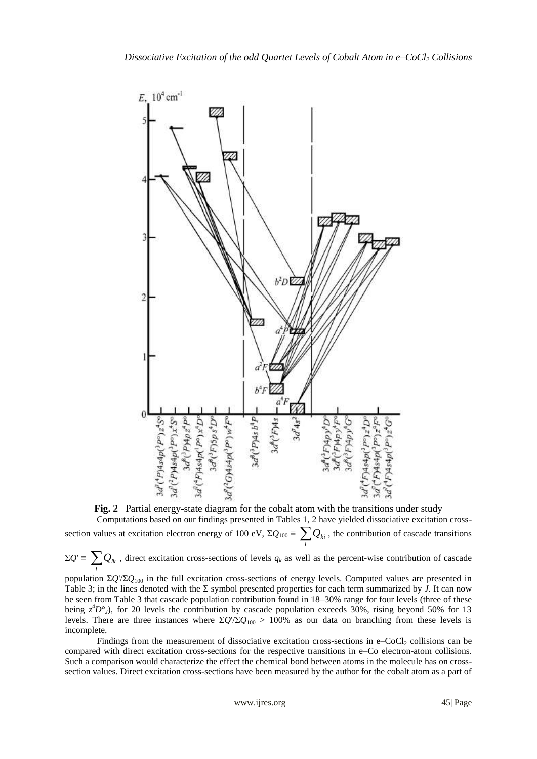**Fig. 2** Partial energy-state diagram for the cobalt atom with the transitions under study

Computations based on our findings presented in Tables 1, 2 have yielded dissociative excitation cross-section values at excitation electron energy of 100 eV, $\Sigma Q_{100} \equiv \sum_i Q_{ki}$, the contribution of cascade transitions $\Sigma Q' \equiv \sum_l Q_{lk}$, direct excitation cross-sections of levels $q_k$ as well as the percent-wise contribution of cascade population $\Sigma Q'/\Sigma Q_{100}$ in the full excitation cross-sections of energy levels. Computed values are presented in Table 3; in the lines denoted with the $\Sigma$ symbol presented properties for each term summarized by $J$. It can now be seen from Table 3 that cascade population contribution found in 18–30% range for four levels (three of these being $z^4D^\circ_J$), for 20 levels the contribution by cascade population exceeds 30%, rising beyond 50% for 13 levels. There are three instances where $\Sigma Q'/\Sigma Q_{100} > 100\%$ as our data on branching from these levels is incomplete.

Findings from the measurement of dissociative excitation cross-sections in e–$CoCl_2$ collisions can be compared with direct excitation cross-sections for the respective transitions in e–Co electron-atom collisions. Such a comparison would characterize the effect the chemical bond between atoms in the molecule has on cross-section values. Direct excitation cross-sections have been measured by the author for the cobalt atom as a part of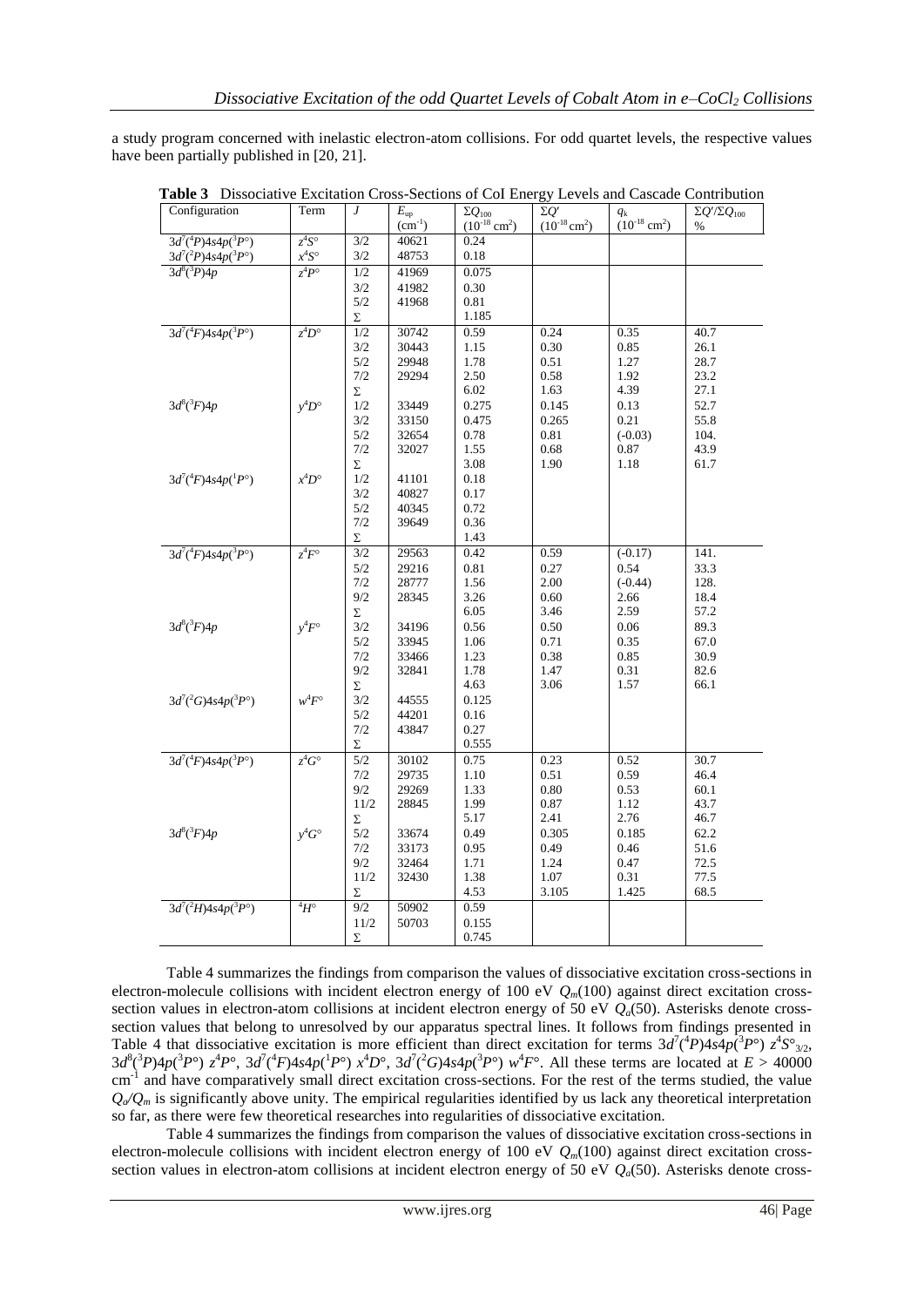a study program concerned with inelastic electron-atom collisions. For odd quartet levels, the respective values have been partially published in [20, 21].

**Table 3** Dissociative Excitation Cross-Sections of CoI Energy Levels and Cascade Contribution

| Configuration | Term | $J$ | $E_{up}$ ($cm^{-1}$) | $\Sigma Q_{100}$ ($10^{-18}$ $cm^2$) | $\Sigma Q'$ ($10^{-18}$ $cm^2$) | $q_k$ ($10^{-18}$ $cm^2$) | $\Sigma Q'/\Sigma Q_{100}$ % |
|---|---|---|---|---|---|---|---|
| $3d^7(^4P)4s4p(^3P°)$ | $z^4S°$ | 3/2 | 40621 | 0.24 | | | |
| $3d^7(^2P)4s4p(^3P°)$ | $x^4S°$ | 3/2 | 48753 | 0.18 | | | |
| $3d^8(^3P)4p$ | $z^4P°$ | 1/2 | 41969 | 0.075 | | | |
| | | 3/2 | 41982 | 0.30 | | | |
| | | 5/2 | 41968 | 0.81 | | | |
| | | Σ | | 1.185 | | | |
| $3d^7(^4F)4s4p(^3P°)$ | $z^4D°$ | 1/2 | 30742 | 0.59 | 0.24 | 0.35 | 40.7 |
| | | 3/2 | 30443 | 1.15 | 0.30 | 0.85 | 26.1 |
| | | 5/2 | 29948 | 1.78 | 0.51 | 1.27 | 28.7 |
| | | 7/2 | 29294 | 2.50 | 0.58 | 1.92 | 23.2 |
| | | Σ | | 6.02 | 1.63 | 4.39 | 27.1 |
| $3d^8(^3F)4p$ | $y^4D°$ | 1/2 | 33449 | 0.275 | 0.145 | 0.13 | 52.7 |
| | | 3/2 | 33150 | 0.475 | 0.265 | 0.21 | 55.8 |
| | | 5/2 | 32654 | 0.78 | 0.81 | (-0.03) | 104. |
| | | 7/2 | 32027 | 1.55 | 0.68 | 0.87 | 43.9 |
| | | Σ | | 3.08 | 1.90 | 1.18 | 61.7 |
| $3d^7(^4F)4s4p(^1P°)$ | $x^4D°$ | 1/2 | 41101 | 0.18 | | | |
| | | 3/2 | 40827 | 0.17 | | | |
| | | 5/2 | 40345 | 0.72 | | | |
| | | 7/2 | 39649 | 0.36 | | | |
| | | Σ | | 1.43 | | | |
| $3d^7(^4F)4s4p(^3P°)$ | $z^4F°$ | 3/2 | 29563 | 0.42 | 0.59 | (-0.17) | 141. |
| | | 5/2 | 29216 | 0.81 | 0.27 | 0.54 | 33.3 |
| | | 7/2 | 28777 | 1.56 | 2.00 | (-0.44) | 128. |
| | | 9/2 | 28345 | 3.26 | 0.60 | 2.66 | 18.4 |
| | | Σ | | 6.05 | 3.46 | 2.59 | 57.2 |
| $3d^8(^3F)4p$ | $y^4F°$ | 3/2 | 34196 | 0.56 | 0.50 | 0.06 | 89.3 |
| | | 5/2 | 33945 | 1.06 | 0.71 | 0.35 | 67.0 |
| | | 7/2 | 33466 | 1.23 | 0.38 | 0.85 | 30.9 |
| | | 9/2 | 32841 | 1.78 | 1.47 | 0.31 | 82.6 |
| | | Σ | | 4.63 | 3.06 | 1.57 | 66.1 |
| $3d^7(^2G)4s4p(^3P°)$ | $w^4F°$ | 3/2 | 44555 | 0.125 | | | |
| | | 5/2 | 44201 | 0.16 | | | |
| | | 7/2 | 43847 | 0.27 | | | |
| | | Σ | | 0.555 | | | |
| $3d^7(^4F)4s4p(^3P°)$ | $z^4G°$ | 5/2 | 30102 | 0.75 | 0.23 | 0.52 | 30.7 |
| | | 7/2 | 29735 | 1.10 | 0.51 | 0.59 | 46.4 |
| | | 9/2 | 29269 | 1.33 | 0.80 | 0.53 | 60.1 |
| | | 11/2 | 28845 | 1.99 | 0.87 | 1.12 | 43.7 |
| | | Σ | | 5.17 | 2.41 | 2.76 | 46.7 |
| $3d^8(^3F)4p$ | $y^4G°$ | 5/2 | 33674 | 0.49 | 0.305 | 0.185 | 62.2 |
| | | 7/2 | 33173 | 0.95 | 0.49 | 0.46 | 51.6 |
| | | 9/2 | 32464 | 1.71 | 1.24 | 0.47 | 72.5 |
| | | 11/2 | 32430 | 1.38 | 1.07 | 0.31 | 77.5 |
| | | Σ | | 4.53 | 3.105 | 1.425 | 68.5 |
| $3d^7(^2H)4s4p(^3P°)$ | $^4H°$ | 9/2 | 50902 | 0.59 | | | |
| | | 11/2 | 50703 | 0.155 | | | |
| | | Σ | | 0.745 | | | |

Table 4 summarizes the findings from comparison the values of dissociative excitation cross-sections in electron-molecule collisions with incident electron energy of 100 eV $Q_m(100)$ against direct excitation cross-section values in electron-atom collisions at incident electron energy of 50 eV $Q_a(50)$. Asterisks denote cross-section values that belong to unresolved by our apparatus spectral lines. It follows from findings presented in Table 4 that dissociative excitation is more efficient than direct excitation for terms $3d^7(^4P)4s4p(^3P°)$ $z^4S°_{3/2}$, $3d^8(^3P)4p(^3P°)$ $z^4P°$, $3d^7(^4F)4s4p(^1P°)$ $x^4D°$, $3d^7(^2G)4s4p(^3P°)$ $w^4F°$. All these terms are located at $E > 40000$ $cm^{-1}$ and have comparatively small direct excitation cross-sections. For the rest of the terms studied, the value $Q_a/Q_m$ is significantly above unity. The empirical regularities identified by us lack any theoretical interpretation so far, as there were few theoretical researches into regularities of dissociative excitation.

Table 4 summarizes the findings from comparison the values of dissociative excitation cross-sections in electron-molecule collisions with incident electron energy of 100 eV $Q_m(100)$ against direct excitation cross-section values in electron-atom collisions at incident electron energy of 50 eV $Q_a(50)$. Asterisks denote cross-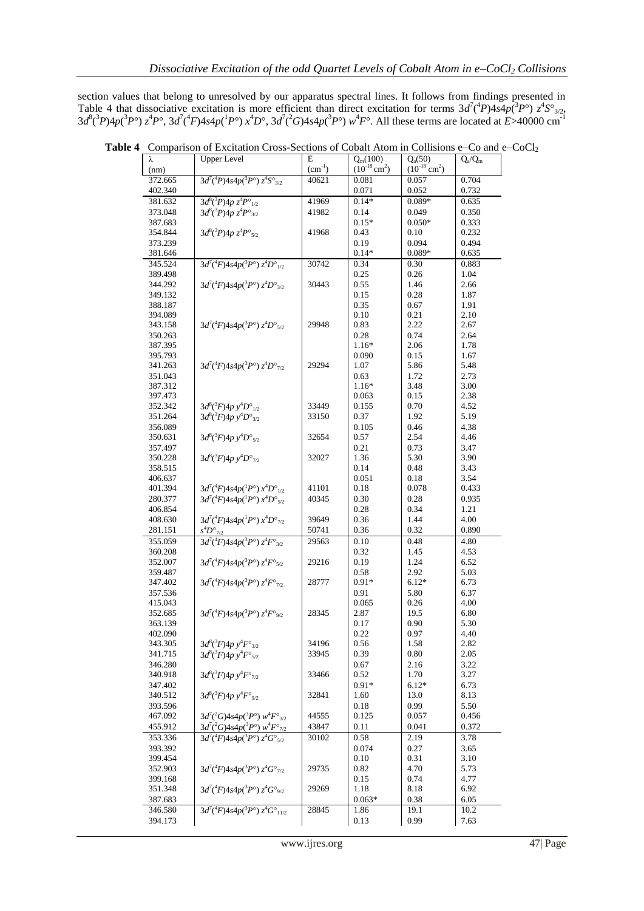section values that belong to unresolved by our apparatus spectral lines. It follows from findings presented in Table 4 that dissociative excitation is more efficient than direct excitation for terms $3d^7(^4P)4s4p(^3P°)\ z^4S°_{3/2}$, $3d^8(^3P)4p(^3P°)\ z^4P°$, $3d^7(^4F)4s4p(^1P°)\ x^4D°$, $3d^7(^2G)4s4p(^3P°)\ w^4F°$. All these terms are located at $E$>40000 cm$^{-1}$

**Table 4** Comparison of Excitation Cross-Sections of Cobalt Atom in Collisions e–Co and e–$CoCl_2$

| λ (nm) | Upper Level | E (cm$^{-1}$) | $Q_m(100)$ ($10^{-18}$ cm$^2$) | $Q_a(50)$ ($10^{-18}$ cm$^2$) | $Q_a/Q_m$ |
|---|---|---|---|---|---|
| 372.665 | $3d^7(^4P)4s4p(^3P°)\ z^4S°_{3/2}$ | 40621 | 0.081 | 0.057 | 0.704 |
| 402.340 | | | 0.071 | 0.052 | 0.732 |
| 381.632 | $3d^8(^3P)4p\ z^4P°_{1/2}$ | 41969 | 0.14* | 0.089* | 0.635 |
| 373.048 | $3d^8(^3P)4p\ z^4P°_{3/2}$ | 41982 | 0.14 | 0.049 | 0.350 |
| 387.683 | | | 0.15* | 0.050* | 0.333 |
| 354.844 | $3d^8(^3P)4p\ z^4P°_{5/2}$ | 41968 | 0.43 | 0.10 | 0.232 |
| 373.239 | | | 0.19 | 0.094 | 0.494 |
| 381.646 | | | 0.14* | 0.089* | 0.635 |
| 345.524 | $3d^7(^4F)4s4p(^3P°)\ z^4D°_{1/2}$ | 30742 | 0.34 | 0.30 | 0.883 |
| 389.498 | | | 0.25 | 0.26 | 1.04 |
| 344.292 | $3d^7(^4F)4s4p(^3P°)\ z^4D°_{3/2}$ | 30443 | 0.55 | 1.46 | 2.66 |
| 349.132 | | | 0.15 | 0.28 | 1.87 |
| 388.187 | | | 0.35 | 0.67 | 1.91 |
| 394.089 | | | 0.10 | 0.21 | 2.10 |
| 343.158 | $3d^7(^4F)4s4p(^3P°)\ z^4D°_{5/2}$ | 29948 | 0.83 | 2.22 | 2.67 |
| 350.263 | | | 0.28 | 0.74 | 2.64 |
| 387.395 | | | 1.16* | 2.06 | 1.78 |
| 395.793 | | | 0.090 | 0.15 | 1.67 |
| 341.263 | $3d^7(^4F)4s4p(^3P°)\ z^4D°_{7/2}$ | 29294 | 1.07 | 5.86 | 5.48 |
| 351.043 | | | 0.63 | 1.72 | 2.73 |
| 387.312 | | | 1.16* | 3.48 | 3.00 |
| 397.473 | | | 0.063 | 0.15 | 2.38 |
| 352.342 | $3d^8(^3F)4p\ y^4D°_{1/2}$ | 33449 | 0.155 | 0.70 | 4.52 |
| 351.264 | $3d^8(^3F)4p\ y^4D°_{3/2}$ | 33150 | 0.37 | 1.92 | 5.19 |
| 356.089 | | | 0.105 | 0.46 | 4.38 |
| 350.631 | $3d^8(^3F)4p\ y^4D°_{5/2}$ | 32654 | 0.57 | 2.54 | 4.46 |
| 357.497 | | | 0.21 | 0.73 | 3.47 |
| 350.228 | $3d^8(^3F)4p\ y^4D°_{7/2}$ | 32027 | 1.36 | 5.30 | 3.90 |
| 358.515 | | | 0.14 | 0.48 | 3.43 |
| 406.637 | | | 0.051 | 0.18 | 3.54 |
| 401.394 | $3d^7(^4F)4s4p(^1P°)\ x^4D°_{1/2}$ | 41101 | 0.18 | 0.078 | 0.433 |
| 280.377 | $3d^7(^4F)4s4p(^1P°)\ x^4D°_{5/2}$ | 40345 | 0.30 | 0.28 | 0.935 |
| 406.854 | | | 0.28 | 0.34 | 1.21 |
| 408.630 | $3d^7(^4F)4s4p(^1P°)\ x^4D°_{7/2}$ | 39649 | 0.36 | 1.44 | 4.00 |
| 281.151 | $s^4D°_{7/2}$ | 50741 | 0.36 | 0.32 | 0.890 |
| 355.059 | $3d^7(^4F)4s4p(^3P°)\ z^4F°_{3/2}$ | 29563 | 0.10 | 0.48 | 4.80 |
| 360.208 | | | 0.32 | 1.45 | 4.53 |
| 352.007 | $3d^7(^4F)4s4p(^3P°)\ z^4F°_{5/2}$ | 29216 | 0.19 | 1.24 | 6.52 |
| 359.487 | | | 0.58 | 2.92 | 5.03 |
| 347.402 | $3d^7(^4F)4s4p(^3P°)\ z^4F°_{7/2}$ | 28777 | 0.91* | 6.12* | 6.73 |
| 357.536 | | | 0.91 | 5.80 | 6.37 |
| 415.043 | | | 0.065 | 0.26 | 4.00 |
| 352.685 | $3d^7(^4F)4s4p(^3P°)\ z^4F°_{9/2}$ | 28345 | 2.87 | 19.5 | 6.80 |
| 363.139 | | | 0.17 | 0.90 | 5.30 |
| 402.090 | | | 0.22 | 0.97 | 4.40 |
| 343.305 | $3d^8(^3F)4p\ y^4F°_{3/2}$ | 34196 | 0.56 | 1.58 | 2.82 |
| 341.715 | $3d^8(^3F)4p\ y^4F°_{5/2}$ | 33945 | 0.39 | 0.80 | 2.05 |
| 346.280 | | | 0.67 | 2.16 | 3.22 |
| 340.918 | $3d^8(^3F)4p\ y^4F°_{7/2}$ | 33466 | 0.52 | 1.70 | 3.27 |
| 347.402 | | | 0.91* | 6.12* | 6.73 |
| 340.512 | $3d^8(^3F)4p\ y^4F°_{9/2}$ | 32841 | 1.60 | 13.0 | 8.13 |
| 393.596 | | | 0.18 | 0.99 | 5.50 |
| 467.092 | $3d^7(^2G)4s4p(^3P°)\ w^4F°_{3/2}$ | 44555 | 0.125 | 0.057 | 0.456 |
| 455.912 | $3d^7(^2G)4s4p(^3P°)\ w^4F°_{7/2}$ | 43847 | 0.11 | 0.041 | 0.372 |
| 353.336 | $3d^7(^4F)4s4p(^3P°)\ z^4G°_{5/2}$ | 30102 | 0.58 | 2.19 | 3.78 |
| 393.392 | | | 0.074 | 0.27 | 3.65 |
| 399.454 | | | 0.10 | 0.31 | 3.10 |
| 352.903 | $3d^7(^4F)4s4p(^3P°)\ z^4G°_{7/2}$ | 29735 | 0.82 | 4.70 | 5.73 |
| 399.168 | | | 0.15 | 0.74 | 4.77 |
| 351.348 | $3d^7(^4F)4s4p(^3P°)\ z^4G°_{9/2}$ | 29269 | 1.18 | 8.18 | 6.92 |
| 387.683 | | | 0.063* | 0.38 | 6.05 |
| 346.580 | $3d^7(^4F)4s4p(^3P°)\ z^4G°_{11/2}$ | 28845 | 1.86 | 19.1 | 10.2 |
| 394.173 | | | 0.13 | 0.99 | 7.63 |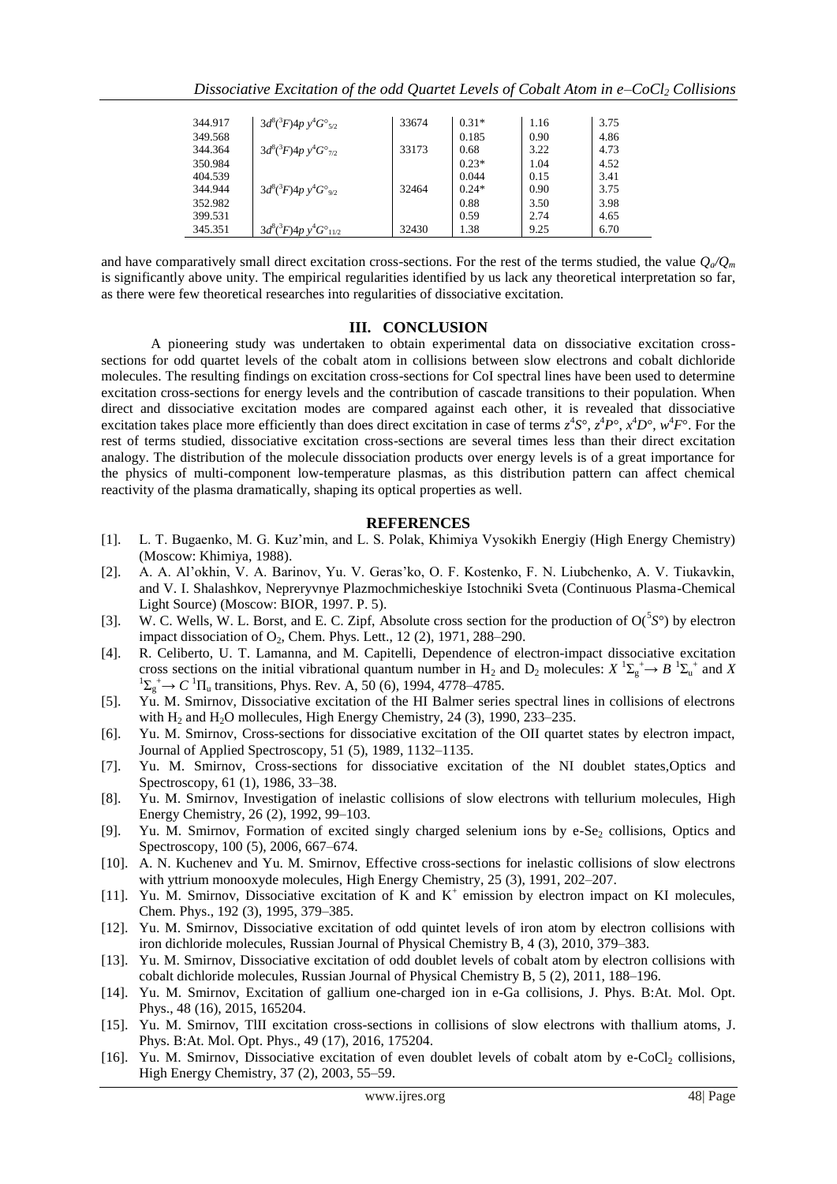| 344.917 | $3d^8(^3F)4p\ y^4G°_{5/2}$ | 33674 | 0.31* | 1.16 | 3.75 |
| --- | --- | --- | --- | --- | --- |
| 349.568 | | | 0.185 | 0.90 | 4.86 |
| 344.364 | $3d^8(^3F)4p\ y^4G°_{7/2}$ | 33173 | 0.68 | 3.22 | 4.73 |
| 350.984 | | | 0.23* | 1.04 | 4.52 |
| 404.539 | | | 0.044 | 0.15 | 3.41 |
| 344.944 | $3d^8(^3F)4p\ y^4G°_{9/2}$ | 32464 | 0.24* | 0.90 | 3.75 |
| 352.982 | | | 0.88 | 3.50 | 3.98 |
| 399.531 | | | 0.59 | 2.74 | 4.65 |
| 345.351 | $3d^8(^3F)4p\ y^4G°_{11/2}$ | 32430 | 1.38 | 9.25 | 6.70 |

and have comparatively small direct excitation cross-sections. For the rest of the terms studied, the value $Q_a/Q_m$ is significantly above unity. The empirical regularities identified by us lack any theoretical interpretation so far, as there were few theoretical researches into regularities of dissociative excitation.

## III. CONCLUSION

A pioneering study was undertaken to obtain experimental data on dissociative excitation cross-sections for odd quartet levels of the cobalt atom in collisions between slow electrons and cobalt dichloride molecules. The resulting findings on excitation cross-sections for CoI spectral lines have been used to determine excitation cross-sections for energy levels and the contribution of cascade transitions to their population. When direct and dissociative excitation modes are compared against each other, it is revealed that dissociative excitation takes place more efficiently than does direct excitation in case of terms $z^4S°$, $z^4P°$, $x^4D°$, $w^4F°$. For the rest of terms studied, dissociative excitation cross-sections are several times less than their direct excitation analogy. The distribution of the molecule dissociation products over energy levels is of a great importance for the physics of multi-component low-temperature plasmas, as this distribution pattern can affect chemical reactivity of the plasma dramatically, shaping its optical properties as well.

## REFERENCES

[1]. L. T. Bugaenko, M. G. Kuz'min, and L. S. Polak, Khimiya Vysokikh Energiy (High Energy Chemistry) (Moscow: Khimiya, 1988).

[2]. A. A. Al'okhin, V. A. Barinov, Yu. V. Geras'ko, O. F. Kostenko, F. N. Liubchenko, A. V. Tiukavkin, and V. I. Shalashkov, Nepreryvnye Plazmochmicheskiye Istochniki Sveta (Continuous Plasma-Chemical Light Source) (Moscow: BIOR, 1997. P. 5).

[3]. W. C. Wells, W. L. Borst, and E. C. Zipf, Absolute cross section for the production of $O(^5S°)$ by electron impact dissociation of $O_2$, Chem. Phys. Lett., 12 (2), 1971, 288–290.

[4]. R. Celiberto, U. T. Lamanna, and M. Capitelli, Dependence of electron-impact dissociative excitation cross sections on the initial vibrational quantum number in $H_2$ and $D_2$ molecules: $X\ ^1\Sigma_g^+ \rightarrow B\ ^1\Sigma_u^+$ and $X\ ^1\Sigma_g^+ \rightarrow C\ ^1\Pi_u$ transitions, Phys. Rev. A, 50 (6), 1994, 4778–4785.

[5]. Yu. M. Smirnov, Dissociative excitation of the HI Balmer series spectral lines in collisions of electrons with $H_2$ and $H_2O$ mollecules, High Energy Chemistry, 24 (3), 1990, 233–235.

[6]. Yu. M. Smirnov, Cross-sections for dissociative excitation of the OII quartet states by electron impact, Journal of Applied Spectroscopy, 51 (5), 1989, 1132–1135.

[7]. Yu. M. Smirnov, Cross-sections for dissociative excitation of the NI doublet states,Optics and Spectroscopy, 61 (1), 1986, 33–38.

[8]. Yu. M. Smirnov, Investigation of inelastic collisions of slow electrons with tellurium molecules, High Energy Chemistry, 26 (2), 1992, 99–103.

[9]. Yu. M. Smirnov, Formation of excited singly charged selenium ions by e-$Se_2$ collisions, Optics and Spectroscopy, 100 (5), 2006, 667–674.

[10]. A. N. Kuchenev and Yu. M. Smirnov, Effective cross-sections for inelastic collisions of slow electrons with yttrium monooxyde molecules, High Energy Chemistry, 25 (3), 1991, 202–207.

[11]. Yu. M. Smirnov, Dissociative excitation of K and $K^+$ emission by electron impact on KI molecules, Chem. Phys., 192 (3), 1995, 379–385.

[12]. Yu. M. Smirnov, Dissociative excitation of odd quintet levels of iron atom by electron collisions with iron dichloride molecules, Russian Journal of Physical Chemistry B, 4 (3), 2010, 379–383.

[13]. Yu. M. Smirnov, Dissociative excitation of odd doublet levels of cobalt atom by electron collisions with cobalt dichloride molecules, Russian Journal of Physical Chemistry B, 5 (2), 2011, 188–196.

[14]. Yu. M. Smirnov, Excitation of gallium one-charged ion in e-Ga collisions, J. Phys. B:At. Mol. Opt. Phys., 48 (16), 2015, 165204.

[15]. Yu. M. Smirnov, TlII excitation cross-sections in collisions of slow electrons with thallium atoms, J. Phys. B:At. Mol. Opt. Phys., 49 (17), 2016, 175204.

[16]. Yu. M. Smirnov, Dissociative excitation of even doublet levels of cobalt atom by e-$CoCl_2$ collisions, High Energy Chemistry, 37 (2), 2003, 55–59.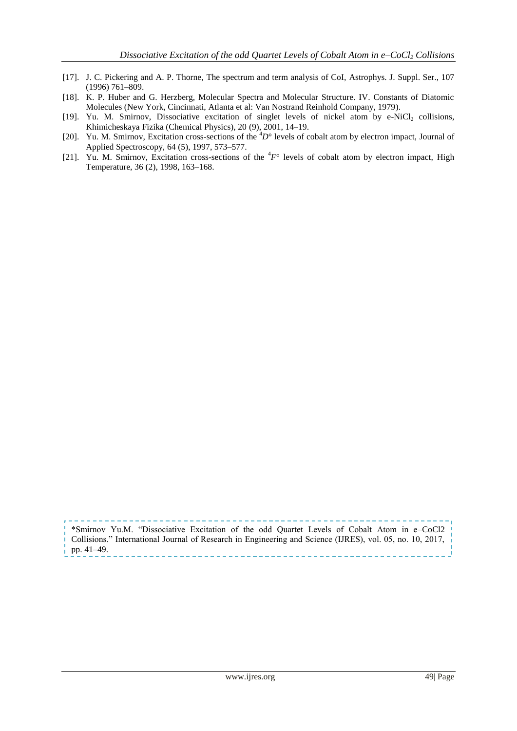[17]. J. C. Pickering and A. P. Thorne, The spectrum and term analysis of CoI, Astrophys. J. Suppl. Ser., 107 (1996) 761–809.

[18]. K. P. Huber and G. Herzberg, Molecular Spectra and Molecular Structure. IV. Constants of Diatomic Molecules (New York, Cincinnati, Atlanta et al: Van Nostrand Reinhold Company, 1979).

[19]. Yu. M. Smirnov, Dissociative excitation of singlet levels of nickel atom by e-$NiCl_2$ collisions, Khimicheskaya Fizika (Chemical Physics), 20 (9), 2001, 14–19.

[20]. Yu. M. Smirnov, Excitation cross-sections of the $^4D°$ levels of cobalt atom by electron impact, Journal of Applied Spectroscopy, 64 (5), 1997, 573–577.

[21]. Yu. M. Smirnov, Excitation cross-sections of the $^4F°$ levels of cobalt atom by electron impact, High Temperature, 36 (2), 1998, 163–168.

*Smirnov Yu.M. "Dissociative Excitation of the odd Quartet Levels of Cobalt Atom in e–CoCl2 Collisions." International Journal of Research in Engineering and Science (IJRES), vol. 05, no. 10, 2017, pp. 41–49.